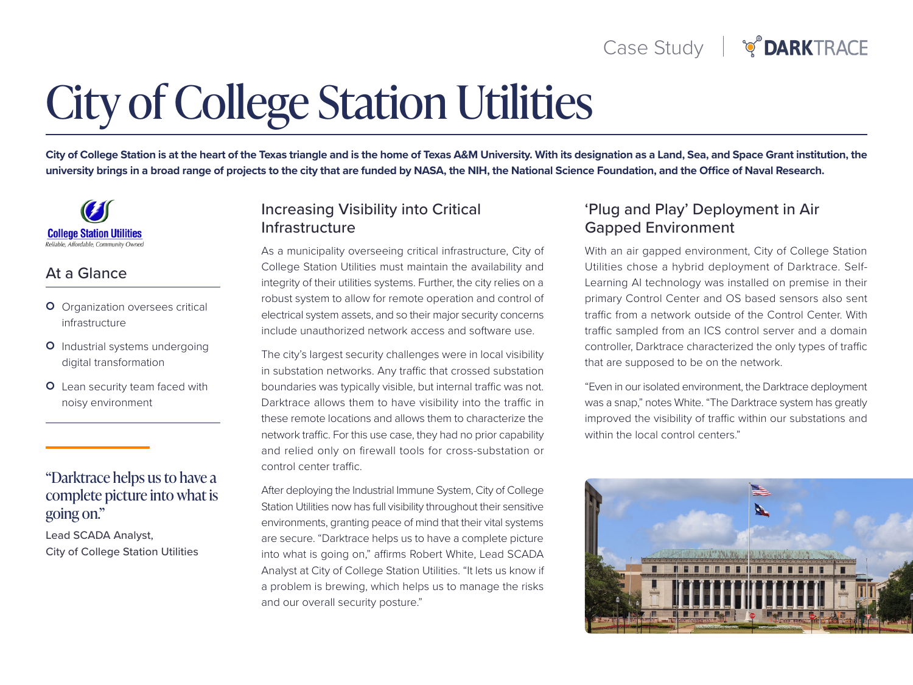Case Study | DARKTRACE

# City of College Station Utilities

**City of College Station is at the heart of the Texas triangle and is the home of Texas A&M University. With its designation as a Land, Sea, and Space Grant institution, the university brings in a broad range of projects to the city that are funded by NASA, the NIH, the National Science Foundation, and the Office of Naval Research.**

College Station Utilities
*Reliable, Affordable, Community Owned*

## At a Glance

- Organization oversees critical infrastructure
- Industrial systems undergoing digital transformation
- Lean security team faced with noisy environment

"Darktrace helps us to have a complete picture into what is going on."

Lead SCADA Analyst,
City of College Station Utilities

## Increasing Visibility into Critical Infrastructure

As a municipality overseeing critical infrastructure, City of College Station Utilities must maintain the availability and integrity of their utilities systems. Further, the city relies on a robust system to allow for remote operation and control of electrical system assets, and so their major security concerns include unauthorized network access and software use.

The city's largest security challenges were in local visibility in substation networks. Any traffic that crossed substation boundaries was typically visible, but internal traffic was not. Darktrace allows them to have visibility into the traffic in these remote locations and allows them to characterize the network traffic. For this use case, they had no prior capability and relied only on firewall tools for cross-substation or control center traffic.

After deploying the Industrial Immune System, City of College Station Utilities now has full visibility throughout their sensitive environments, granting peace of mind that their vital systems are secure. "Darktrace helps us to have a complete picture into what is going on," affirms Robert White, Lead SCADA Analyst at City of College Station Utilities. "It lets us know if a problem is brewing, which helps us to manage the risks and our overall security posture."

## 'Plug and Play' Deployment in Air Gapped Environment

With an air gapped environment, City of College Station Utilities chose a hybrid deployment of Darktrace. Self-Learning AI technology was installed on premise in their primary Control Center and OS based sensors also sent traffic from a network outside of the Control Center. With traffic sampled from an ICS control server and a domain controller, Darktrace characterized the only types of traffic that are supposed to be on the network.

"Even in our isolated environment, the Darktrace deployment was a snap," notes White. "The Darktrace system has greatly improved the visibility of traffic within our substations and within the local control centers."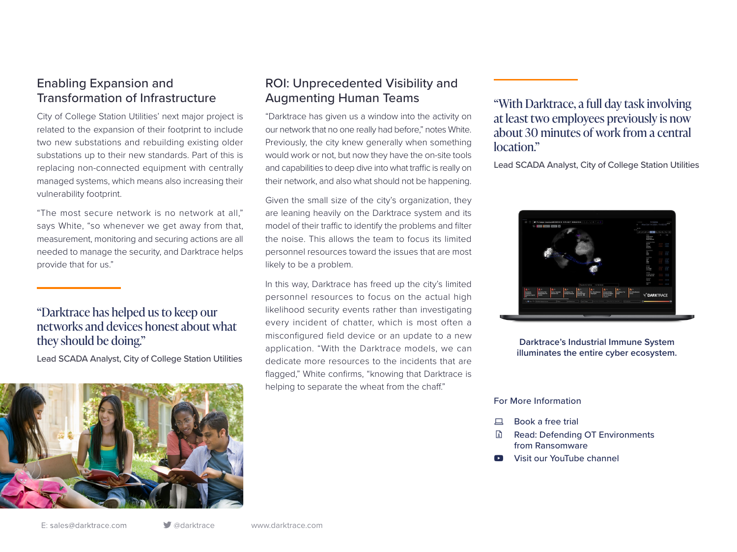## Enabling Expansion and Transformation of Infrastructure

City of College Station Utilities' next major project is related to the expansion of their footprint to include two new substations and rebuilding existing older substations up to their new standards. Part of this is replacing non-connected equipment with centrally managed systems, which means also increasing their vulnerability footprint.

"The most secure network is no network at all," says White, "so whenever we get away from that, measurement, monitoring and securing actions are all needed to manage the security, and Darktrace helps provide that for us."

> "Darktrace has helped us to keep our networks and devices honest about what they should be doing."

Lead SCADA Analyst, City of College Station Utilities

## ROI: Unprecedented Visibility and Augmenting Human Teams

"Darktrace has given us a window into the activity on our network that no one really had before," notes White. Previously, the city knew generally when something would work or not, but now they have the on-site tools and capabilities to deep dive into what traffic is really on their network, and also what should not be happening.

Given the small size of the city's organization, they are leaning heavily on the Darktrace system and its model of their traffic to identify the problems and filter the noise. This allows the team to focus its limited personnel resources toward the issues that are most likely to be a problem.

In this way, Darktrace has freed up the city's limited personnel resources to focus on the actual high likelihood security events rather than investigating every incident of chatter, which is most often a misconfigured field device or an update to a new application. "With the Darktrace models, we can dedicate more resources to the incidents that are flagged," White confirms, "knowing that Darktrace is helping to separate the wheat from the chaff."

> "With Darktrace, a full day task involving at least two employees previously is now about 30 minutes of work from a central location."

Lead SCADA Analyst, City of College Station Utilities

Darktrace's Industrial Immune System illuminates the entire cyber ecosystem.

For More Information

- Book a free trial
- Read: Defending OT Environments from Ransomware
- Visit our YouTube channel

E: sales@darktrace.com   @darktrace   www.darktrace.com